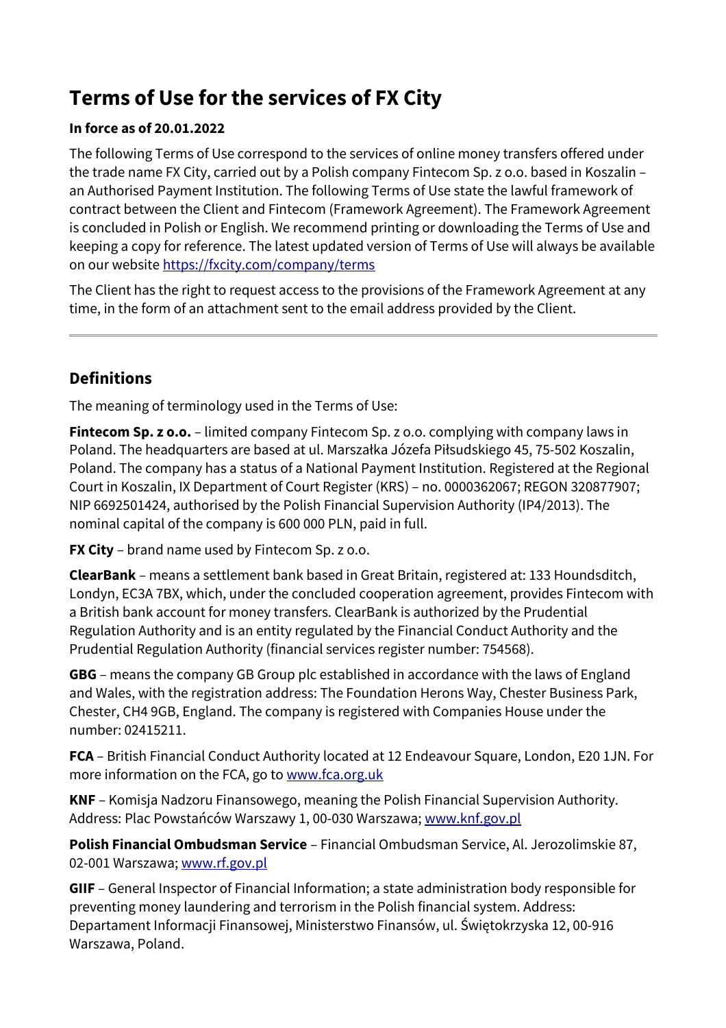# Terms of Use for the services of FX City

**In force as of 20.01.2022**

The following Terms of Use correspond to the services of online money transfers offered under the trade name FX City, carried out by a Polish company Fintecom Sp. z o.o. based in Koszalin – an Authorised Payment Institution. The following Terms of Use state the lawful framework of contract between the Client and Fintecom (Framework Agreement). The Framework Agreement is concluded in Polish or English. We recommend printing or downloading the Terms of Use and keeping a copy for reference. The latest updated version of Terms of Use will always be available on our website [https://fxcity.com/company/terms](https://fxcity.com/company/terms)

The Client has the right to request access to the provisions of the Framework Agreement at any time, in the form of an attachment sent to the email address provided by the Client.

---

## Definitions

The meaning of terminology used in the Terms of Use:

**Fintecom Sp. z o.o.** – limited company Fintecom Sp. z o.o. complying with company laws in Poland. The headquarters are based at ul. Marszałka Józefa Piłsudskiego 45, 75-502 Koszalin, Poland. The company has a status of a National Payment Institution. Registered at the Regional Court in Koszalin, IX Department of Court Register (KRS) – no. 0000362067; REGON 320877907; NIP 6692501424, authorised by the Polish Financial Supervision Authority (IP4/2013). The nominal capital of the company is 600 000 PLN, paid in full.

**FX City** – brand name used by Fintecom Sp. z o.o.

**ClearBank** – means a settlement bank based in Great Britain, registered at: 133 Houndsditch, Londyn, EC3A 7BX, which, under the concluded cooperation agreement, provides Fintecom with a British bank account for money transfers. ClearBank is authorized by the Prudential Regulation Authority and is an entity regulated by the Financial Conduct Authority and the Prudential Regulation Authority (financial services register number: 754568).

**GBG** – means the company GB Group plc established in accordance with the laws of England and Wales, with the registration address: The Foundation Herons Way, Chester Business Park, Chester, CH4 9GB, England. The company is registered with Companies House under the number: 02415211.

**FCA** – British Financial Conduct Authority located at 12 Endeavour Square, London, E20 1JN. For more information on the FCA, go to [www.fca.org.uk](www.fca.org.uk)

**KNF** – Komisja Nadzoru Finansowego, meaning the Polish Financial Supervision Authority. Address: Plac Powstańców Warszawy 1, 00-030 Warszawa; [www.knf.gov.pl](www.knf.gov.pl)

**Polish Financial Ombudsman Service** – Financial Ombudsman Service, Al. Jerozolimskie 87, 02-001 Warszawa; [www.rf.gov.pl](www.rf.gov.pl)

**GIIF** – General Inspector of Financial Information; a state administration body responsible for preventing money laundering and terrorism in the Polish financial system. Address: Departament Informacji Finansowej, Ministerstwo Finansów, ul. Świętokrzyska 12, 00-916 Warszawa, Poland.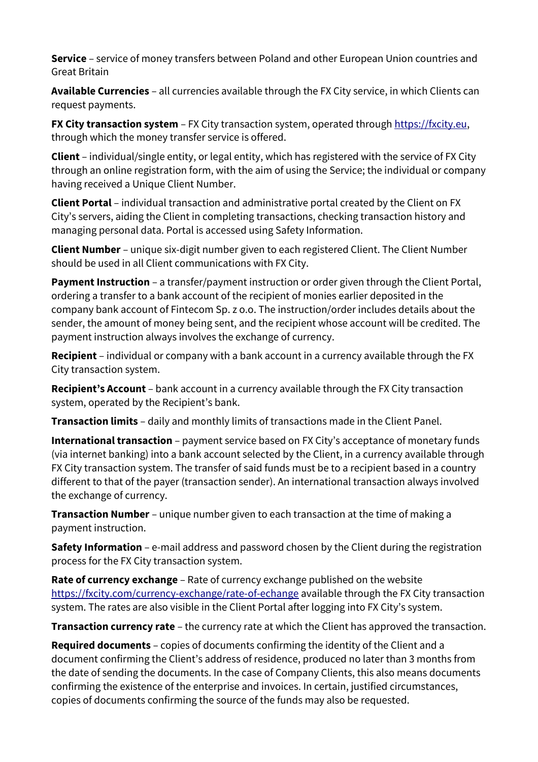**Service** – service of money transfers between Poland and other European Union countries and Great Britain

**Available Currencies** – all currencies available through the FX City service, in which Clients can request payments.

**FX City transaction system** – FX City transaction system, operated through https://fxcity.eu, through which the money transfer service is offered.

**Client** – individual/single entity, or legal entity, which has registered with the service of FX City through an online registration form, with the aim of using the Service; the individual or company having received a Unique Client Number.

**Client Portal** – individual transaction and administrative portal created by the Client on FX City's servers, aiding the Client in completing transactions, checking transaction history and managing personal data. Portal is accessed using Safety Information.

**Client Number** – unique six-digit number given to each registered Client. The Client Number should be used in all Client communications with FX City.

**Payment Instruction** – a transfer/payment instruction or order given through the Client Portal, ordering a transfer to a bank account of the recipient of monies earlier deposited in the company bank account of Fintecom Sp. z o.o. The instruction/order includes details about the sender, the amount of money being sent, and the recipient whose account will be credited. The payment instruction always involves the exchange of currency.

**Recipient** – individual or company with a bank account in a currency available through the FX City transaction system.

**Recipient's Account** – bank account in a currency available through the FX City transaction system, operated by the Recipient's bank.

**Transaction limits** – daily and monthly limits of transactions made in the Client Panel.

**International transaction** – payment service based on FX City's acceptance of monetary funds (via internet banking) into a bank account selected by the Client, in a currency available through FX City transaction system. The transfer of said funds must be to a recipient based in a country different to that of the payer (transaction sender). An international transaction always involved the exchange of currency.

**Transaction Number** – unique number given to each transaction at the time of making a payment instruction.

**Safety Information** – e-mail address and password chosen by the Client during the registration process for the FX City transaction system.

**Rate of currency exchange** – Rate of currency exchange published on the website https://fxcity.com/currency-exchange/rate-of-echange available through the FX City transaction system. The rates are also visible in the Client Portal after logging into FX City's system.

**Transaction currency rate** – the currency rate at which the Client has approved the transaction.

**Required documents** – copies of documents confirming the identity of the Client and a document confirming the Client's address of residence, produced no later than 3 months from the date of sending the documents. In the case of Company Clients, this also means documents confirming the existence of the enterprise and invoices. In certain, justified circumstances, copies of documents confirming the source of the funds may also be requested.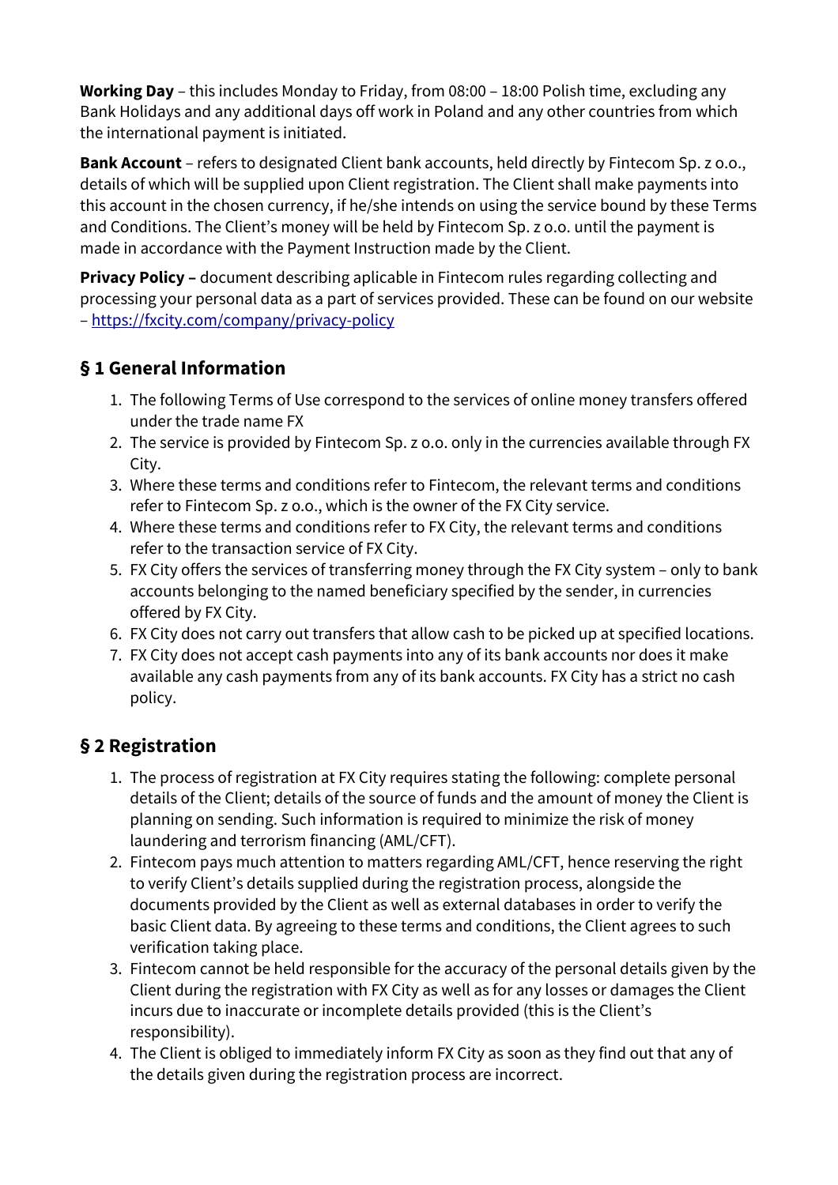**Working Day** – this includes Monday to Friday, from 08:00 – 18:00 Polish time, excluding any Bank Holidays and any additional days off work in Poland and any other countries from which the international payment is initiated.

**Bank Account** – refers to designated Client bank accounts, held directly by Fintecom Sp. z o.o., details of which will be supplied upon Client registration. The Client shall make payments into this account in the chosen currency, if he/she intends on using the service bound by these Terms and Conditions. The Client's money will be held by Fintecom Sp. z o.o. until the payment is made in accordance with the Payment Instruction made by the Client.

**Privacy Policy –** document describing aplicable in Fintecom rules regarding collecting and processing your personal data as a part of services provided. These can be found on our website – https://fxcity.com/company/privacy-policy

## § 1 General Information

1. The following Terms of Use correspond to the services of online money transfers offered under the trade name FX
2. The service is provided by Fintecom Sp. z o.o. only in the currencies available through FX City.
3. Where these terms and conditions refer to Fintecom, the relevant terms and conditions refer to Fintecom Sp. z o.o., which is the owner of the FX City service.
4. Where these terms and conditions refer to FX City, the relevant terms and conditions refer to the transaction service of FX City.
5. FX City offers the services of transferring money through the FX City system – only to bank accounts belonging to the named beneficiary specified by the sender, in currencies offered by FX City.
6. FX City does not carry out transfers that allow cash to be picked up at specified locations.
7. FX City does not accept cash payments into any of its bank accounts nor does it make available any cash payments from any of its bank accounts. FX City has a strict no cash policy.

## § 2 Registration

1. The process of registration at FX City requires stating the following: complete personal details of the Client; details of the source of funds and the amount of money the Client is planning on sending. Such information is required to minimize the risk of money laundering and terrorism financing (AML/CFT).
2. Fintecom pays much attention to matters regarding AML/CFT, hence reserving the right to verify Client's details supplied during the registration process, alongside the documents provided by the Client as well as external databases in order to verify the basic Client data. By agreeing to these terms and conditions, the Client agrees to such verification taking place.
3. Fintecom cannot be held responsible for the accuracy of the personal details given by the Client during the registration with FX City as well as for any losses or damages the Client incurs due to inaccurate or incomplete details provided (this is the Client's responsibility).
4. The Client is obliged to immediately inform FX City as soon as they find out that any of the details given during the registration process are incorrect.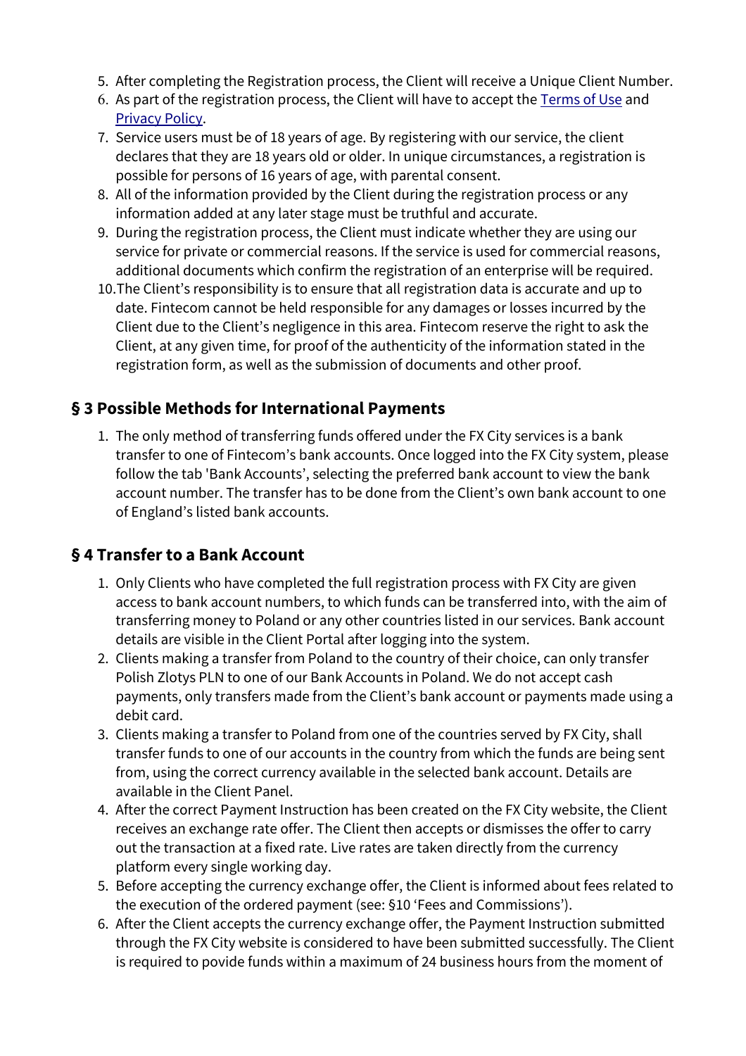5. After completing the Registration process, the Client will receive a Unique Client Number.
6. As part of the registration process, the Client will have to accept the [Terms of Use]() and [Privacy Policy]().
7. Service users must be of 18 years of age. By registering with our service, the client declares that they are 18 years old or older. In unique circumstances, a registration is possible for persons of 16 years of age, with parental consent.
8. All of the information provided by the Client during the registration process or any information added at any later stage must be truthful and accurate.
9. During the registration process, the Client must indicate whether they are using our service for private or commercial reasons. If the service is used for commercial reasons, additional documents which confirm the registration of an enterprise will be required.
10. The Client's responsibility is to ensure that all registration data is accurate and up to date. Fintecom cannot be held responsible for any damages or losses incurred by the Client due to the Client's negligence in this area. Fintecom reserve the right to ask the Client, at any given time, for proof of the authenticity of the information stated in the registration form, as well as the submission of documents and other proof.

## § 3 Possible Methods for International Payments

1. The only method of transferring funds offered under the FX City services is a bank transfer to one of Fintecom's bank accounts. Once logged into the FX City system, please follow the tab 'Bank Accounts', selecting the preferred bank account to view the bank account number. The transfer has to be done from the Client's own bank account to one of England's listed bank accounts.

## § 4 Transfer to a Bank Account

1. Only Clients who have completed the full registration process with FX City are given access to bank account numbers, to which funds can be transferred into, with the aim of transferring money to Poland or any other countries listed in our services. Bank account details are visible in the Client Portal after logging into the system.
2. Clients making a transfer from Poland to the country of their choice, can only transfer Polish Zlotys PLN to one of our Bank Accounts in Poland. We do not accept cash payments, only transfers made from the Client's bank account or payments made using a debit card.
3. Clients making a transfer to Poland from one of the countries served by FX City, shall transfer funds to one of our accounts in the country from which the funds are being sent from, using the correct currency available in the selected bank account. Details are available in the Client Panel.
4. After the correct Payment Instruction has been created on the FX City website, the Client receives an exchange rate offer. The Client then accepts or dismisses the offer to carry out the transaction at a fixed rate. Live rates are taken directly from the currency platform every single working day.
5. Before accepting the currency exchange offer, the Client is informed about fees related to the execution of the ordered payment (see: §10 'Fees and Commissions').
6. After the Client accepts the currency exchange offer, the Payment Instruction submitted through the FX City website is considered to have been submitted successfully. The Client is required to povide funds within a maximum of 24 business hours from the moment of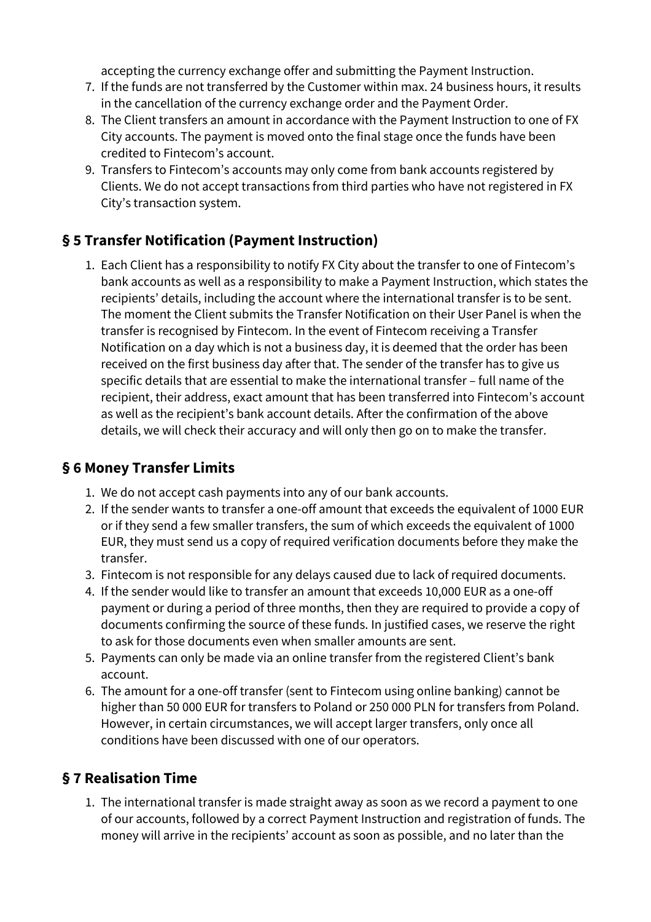accepting the currency exchange offer and submitting the Payment Instruction.

7. If the funds are not transferred by the Customer within max. 24 business hours, it results in the cancellation of the currency exchange order and the Payment Order.
8. The Client transfers an amount in accordance with the Payment Instruction to one of FX City accounts. The payment is moved onto the final stage once the funds have been credited to Fintecom's account.
9. Transfers to Fintecom's accounts may only come from bank accounts registered by Clients. We do not accept transactions from third parties who have not registered in FX City's transaction system.

## § 5 Transfer Notification (Payment Instruction)

1. Each Client has a responsibility to notify FX City about the transfer to one of Fintecom's bank accounts as well as a responsibility to make a Payment Instruction, which states the recipients' details, including the account where the international transfer is to be sent. The moment the Client submits the Transfer Notification on their User Panel is when the transfer is recognised by Fintecom. In the event of Fintecom receiving a Transfer Notification on a day which is not a business day, it is deemed that the order has been received on the first business day after that. The sender of the transfer has to give us specific details that are essential to make the international transfer – full name of the recipient, their address, exact amount that has been transferred into Fintecom's account as well as the recipient's bank account details. After the confirmation of the above details, we will check their accuracy and will only then go on to make the transfer.

## § 6 Money Transfer Limits

1. We do not accept cash payments into any of our bank accounts.
2. If the sender wants to transfer a one-off amount that exceeds the equivalent of 1000 EUR or if they send a few smaller transfers, the sum of which exceeds the equivalent of 1000 EUR, they must send us a copy of required verification documents before they make the transfer.
3. Fintecom is not responsible for any delays caused due to lack of required documents.
4. If the sender would like to transfer an amount that exceeds 10,000 EUR as a one-off payment or during a period of three months, then they are required to provide a copy of documents confirming the source of these funds. In justified cases, we reserve the right to ask for those documents even when smaller amounts are sent.
5. Payments can only be made via an online transfer from the registered Client's bank account.
6. The amount for a one-off transfer (sent to Fintecom using online banking) cannot be higher than 50 000 EUR for transfers to Poland or 250 000 PLN for transfers from Poland. However, in certain circumstances, we will accept larger transfers, only once all conditions have been discussed with one of our operators.

## § 7 Realisation Time

1. The international transfer is made straight away as soon as we record a payment to one of our accounts, followed by a correct Payment Instruction and registration of funds. The money will arrive in the recipients' account as soon as possible, and no later than the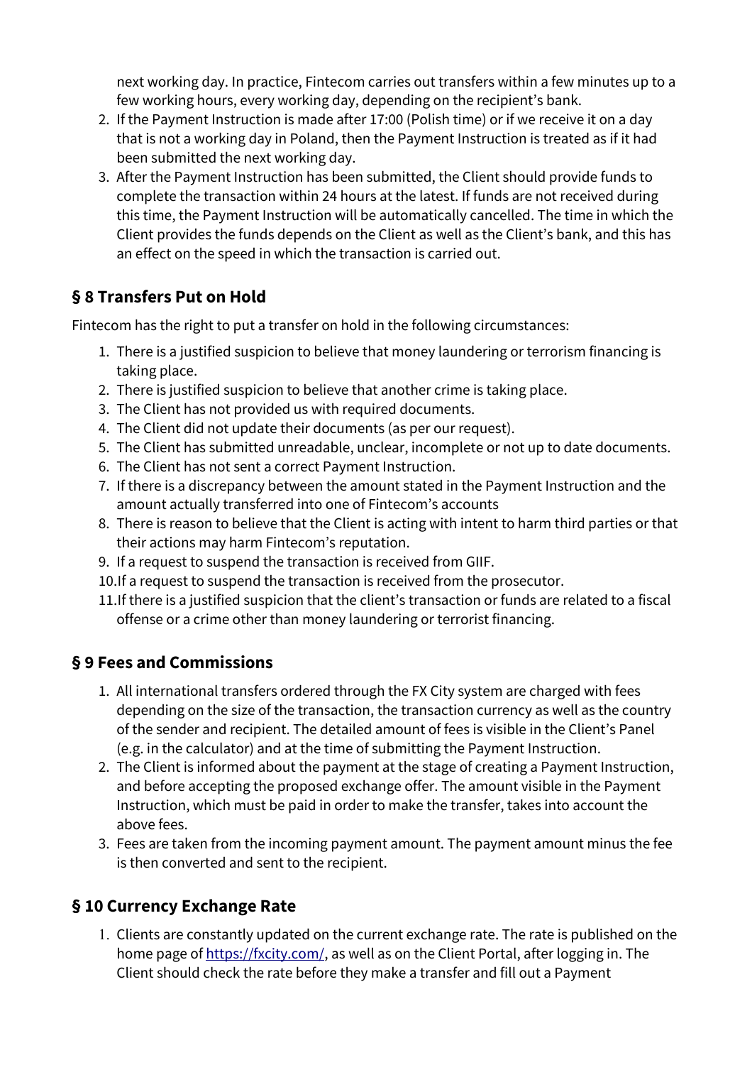next working day. In practice, Fintecom carries out transfers within a few minutes up to a few working hours, every working day, depending on the recipient's bank.

2. If the Payment Instruction is made after 17:00 (Polish time) or if we receive it on a day that is not a working day in Poland, then the Payment Instruction is treated as if it had been submitted the next working day.
3. After the Payment Instruction has been submitted, the Client should provide funds to complete the transaction within 24 hours at the latest. If funds are not received during this time, the Payment Instruction will be automatically cancelled. The time in which the Client provides the funds depends on the Client as well as the Client's bank, and this has an effect on the speed in which the transaction is carried out.

## § 8 Transfers Put on Hold

Fintecom has the right to put a transfer on hold in the following circumstances:

1. There is a justified suspicion to believe that money laundering or terrorism financing is taking place.
2. There is justified suspicion to believe that another crime is taking place.
3. The Client has not provided us with required documents.
4. The Client did not update their documents (as per our request).
5. The Client has submitted unreadable, unclear, incomplete or not up to date documents.
6. The Client has not sent a correct Payment Instruction.
7. If there is a discrepancy between the amount stated in the Payment Instruction and the amount actually transferred into one of Fintecom's accounts
8. There is reason to believe that the Client is acting with intent to harm third parties or that their actions may harm Fintecom's reputation.
9. If a request to suspend the transaction is received from GIIF.
10. If a request to suspend the transaction is received from the prosecutor.
11. If there is a justified suspicion that the client's transaction or funds are related to a fiscal offense or a crime other than money laundering or terrorist financing.

## § 9 Fees and Commissions

1. All international transfers ordered through the FX City system are charged with fees depending on the size of the transaction, the transaction currency as well as the country of the sender and recipient. The detailed amount of fees is visible in the Client's Panel (e.g. in the calculator) and at the time of submitting the Payment Instruction.
2. The Client is informed about the payment at the stage of creating a Payment Instruction, and before accepting the proposed exchange offer. The amount visible in the Payment Instruction, which must be paid in order to make the transfer, takes into account the above fees.
3. Fees are taken from the incoming payment amount. The payment amount minus the fee is then converted and sent to the recipient.

## § 10 Currency Exchange Rate

1. Clients are constantly updated on the current exchange rate. The rate is published on the home page of https://fxcity.com/, as well as on the Client Portal, after logging in. The Client should check the rate before they make a transfer and fill out a Payment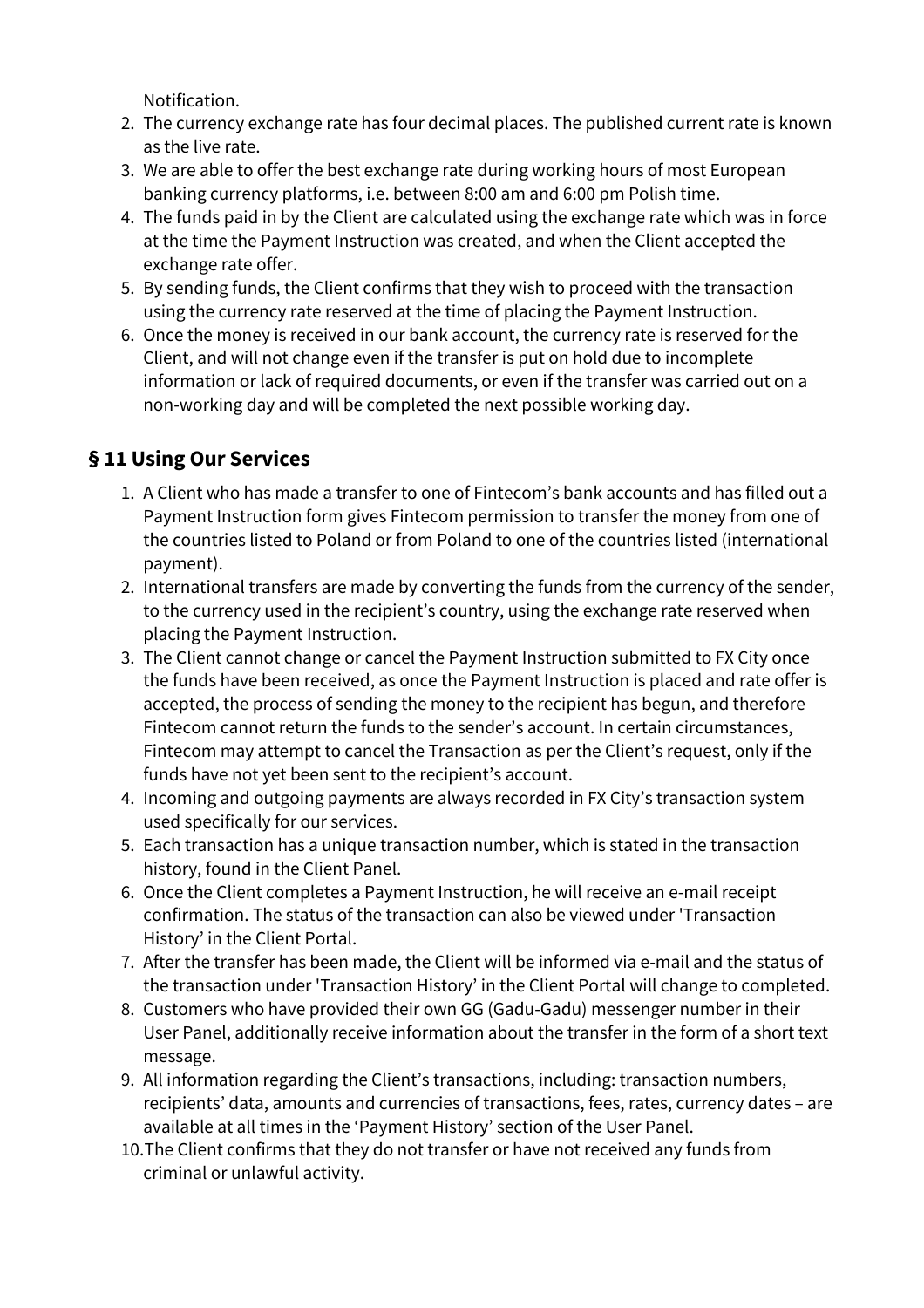Notification.

2. The currency exchange rate has four decimal places. The published current rate is known as the live rate.
3. We are able to offer the best exchange rate during working hours of most European banking currency platforms, i.e. between 8:00 am and 6:00 pm Polish time.
4. The funds paid in by the Client are calculated using the exchange rate which was in force at the time the Payment Instruction was created, and when the Client accepted the exchange rate offer.
5. By sending funds, the Client confirms that they wish to proceed with the transaction using the currency rate reserved at the time of placing the Payment Instruction.
6. Once the money is received in our bank account, the currency rate is reserved for the Client, and will not change even if the transfer is put on hold due to incomplete information or lack of required documents, or even if the transfer was carried out on a non-working day and will be completed the next possible working day.

## § 11 Using Our Services

1. A Client who has made a transfer to one of Fintecom's bank accounts and has filled out a Payment Instruction form gives Fintecom permission to transfer the money from one of the countries listed to Poland or from Poland to one of the countries listed (international payment).
2. International transfers are made by converting the funds from the currency of the sender, to the currency used in the recipient's country, using the exchange rate reserved when placing the Payment Instruction.
3. The Client cannot change or cancel the Payment Instruction submitted to FX City once the funds have been received, as once the Payment Instruction is placed and rate offer is accepted, the process of sending the money to the recipient has begun, and therefore Fintecom cannot return the funds to the sender's account. In certain circumstances, Fintecom may attempt to cancel the Transaction as per the Client's request, only if the funds have not yet been sent to the recipient's account.
4. Incoming and outgoing payments are always recorded in FX City's transaction system used specifically for our services.
5. Each transaction has a unique transaction number, which is stated in the transaction history, found in the Client Panel.
6. Once the Client completes a Payment Instruction, he will receive an e-mail receipt confirmation. The status of the transaction can also be viewed under 'Transaction History' in the Client Portal.
7. After the transfer has been made, the Client will be informed via e-mail and the status of the transaction under 'Transaction History' in the Client Portal will change to completed.
8. Customers who have provided their own GG (Gadu-Gadu) messenger number in their User Panel, additionally receive information about the transfer in the form of a short text message.
9. All information regarding the Client's transactions, including: transaction numbers, recipients' data, amounts and currencies of transactions, fees, rates, currency dates – are available at all times in the 'Payment History' section of the User Panel.
10. The Client confirms that they do not transfer or have not received any funds from criminal or unlawful activity.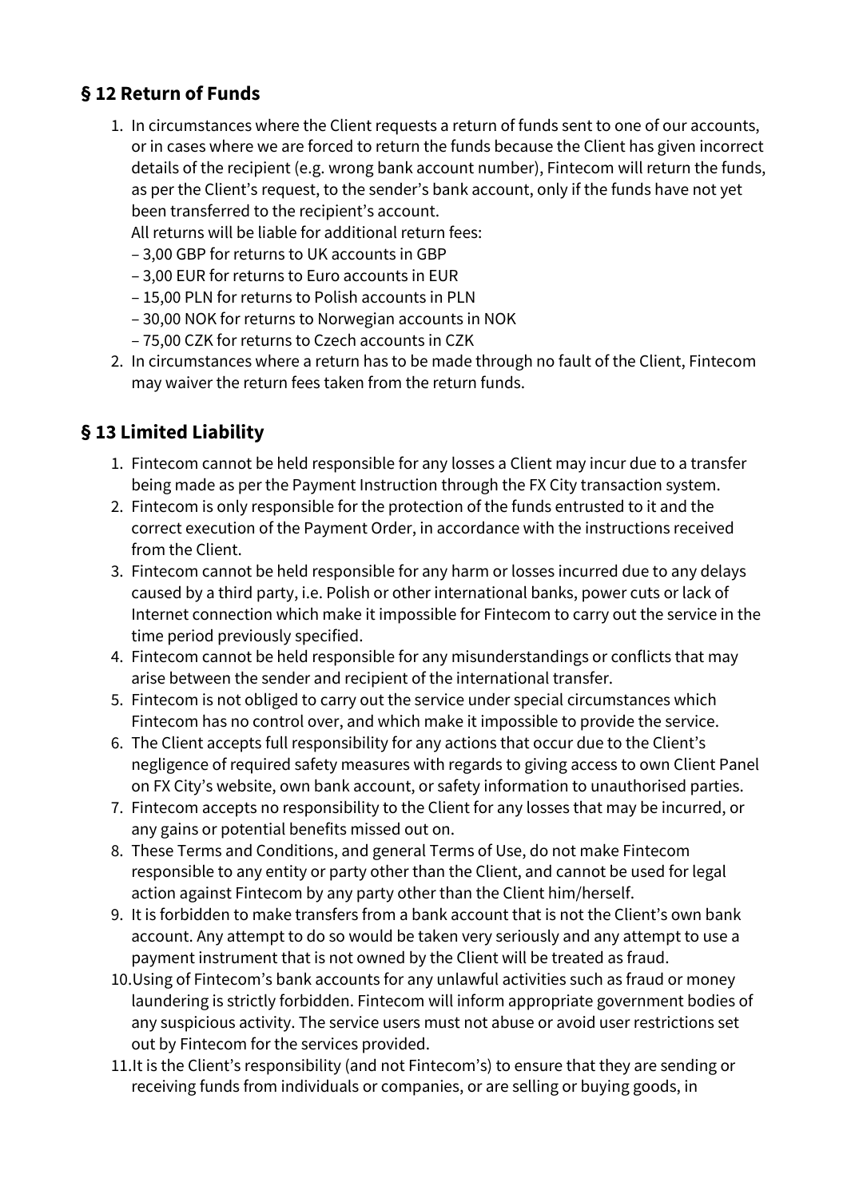## § 12 Return of Funds

1. In circumstances where the Client requests a return of funds sent to one of our accounts, or in cases where we are forced to return the funds because the Client has given incorrect details of the recipient (e.g. wrong bank account number), Fintecom will return the funds, as per the Client's request, to the sender's bank account, only if the funds have not yet been transferred to the recipient's account.
   All returns will be liable for additional return fees:
   – 3,00 GBP for returns to UK accounts in GBP
   – 3,00 EUR for returns to Euro accounts in EUR
   – 15,00 PLN for returns to Polish accounts in PLN
   – 30,00 NOK for returns to Norwegian accounts in NOK
   – 75,00 CZK for returns to Czech accounts in CZK
2. In circumstances where a return has to be made through no fault of the Client, Fintecom may waiver the return fees taken from the return funds.

## § 13 Limited Liability

1. Fintecom cannot be held responsible for any losses a Client may incur due to a transfer being made as per the Payment Instruction through the FX City transaction system.
2. Fintecom is only responsible for the protection of the funds entrusted to it and the correct execution of the Payment Order, in accordance with the instructions received from the Client.
3. Fintecom cannot be held responsible for any harm or losses incurred due to any delays caused by a third party, i.e. Polish or other international banks, power cuts or lack of Internet connection which make it impossible for Fintecom to carry out the service in the time period previously specified.
4. Fintecom cannot be held responsible for any misunderstandings or conflicts that may arise between the sender and recipient of the international transfer.
5. Fintecom is not obliged to carry out the service under special circumstances which Fintecom has no control over, and which make it impossible to provide the service.
6. The Client accepts full responsibility for any actions that occur due to the Client's negligence of required safety measures with regards to giving access to own Client Panel on FX City's website, own bank account, or safety information to unauthorised parties.
7. Fintecom accepts no responsibility to the Client for any losses that may be incurred, or any gains or potential benefits missed out on.
8. These Terms and Conditions, and general Terms of Use, do not make Fintecom responsible to any entity or party other than the Client, and cannot be used for legal action against Fintecom by any party other than the Client him/herself.
9. It is forbidden to make transfers from a bank account that is not the Client's own bank account. Any attempt to do so would be taken very seriously and any attempt to use a payment instrument that is not owned by the Client will be treated as fraud.
10. Using of Fintecom's bank accounts for any unlawful activities such as fraud or money laundering is strictly forbidden. Fintecom will inform appropriate government bodies of any suspicious activity. The service users must not abuse or avoid user restrictions set out by Fintecom for the services provided.
11. It is the Client's responsibility (and not Fintecom's) to ensure that they are sending or receiving funds from individuals or companies, or are selling or buying goods, in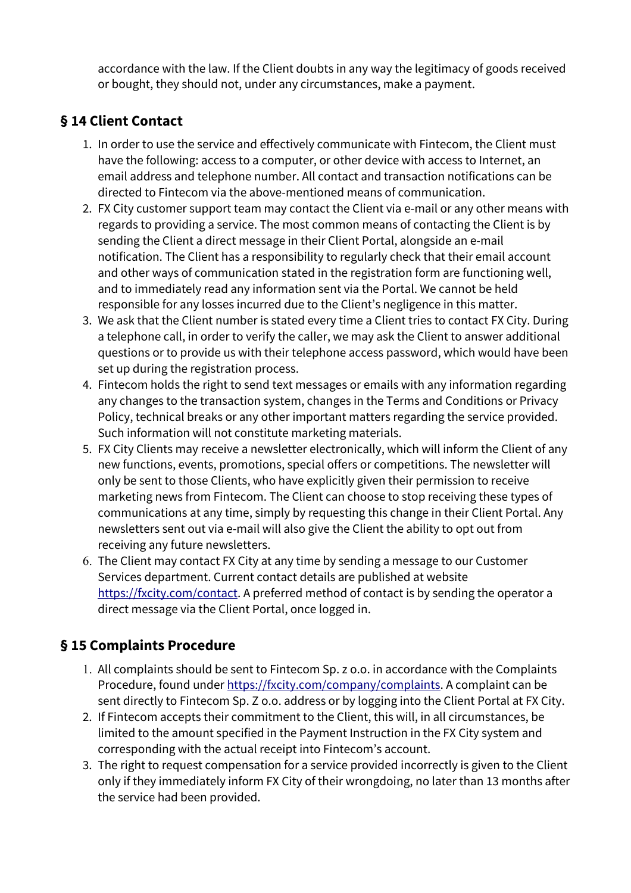accordance with the law. If the Client doubts in any way the legitimacy of goods received or bought, they should not, under any circumstances, make a payment.

## § 14 Client Contact

1. In order to use the service and effectively communicate with Fintecom, the Client must have the following: access to a computer, or other device with access to Internet, an email address and telephone number. All contact and transaction notifications can be directed to Fintecom via the above-mentioned means of communication.
2. FX City customer support team may contact the Client via e-mail or any other means with regards to providing a service. The most common means of contacting the Client is by sending the Client a direct message in their Client Portal, alongside an e-mail notification. The Client has a responsibility to regularly check that their email account and other ways of communication stated in the registration form are functioning well, and to immediately read any information sent via the Portal. We cannot be held responsible for any losses incurred due to the Client's negligence in this matter.
3. We ask that the Client number is stated every time a Client tries to contact FX City. During a telephone call, in order to verify the caller, we may ask the Client to answer additional questions or to provide us with their telephone access password, which would have been set up during the registration process.
4. Fintecom holds the right to send text messages or emails with any information regarding any changes to the transaction system, changes in the Terms and Conditions or Privacy Policy, technical breaks or any other important matters regarding the service provided. Such information will not constitute marketing materials.
5. FX City Clients may receive a newsletter electronically, which will inform the Client of any new functions, events, promotions, special offers or competitions. The newsletter will only be sent to those Clients, who have explicitly given their permission to receive marketing news from Fintecom. The Client can choose to stop receiving these types of communications at any time, simply by requesting this change in their Client Portal. Any newsletters sent out via e-mail will also give the Client the ability to opt out from receiving any future newsletters.
6. The Client may contact FX City at any time by sending a message to our Customer Services department. Current contact details are published at website [https://fxcity.com/contact](https://fxcity.com/contact). A preferred method of contact is by sending the operator a direct message via the Client Portal, once logged in.

## § 15 Complaints Procedure

1. All complaints should be sent to Fintecom Sp. z o.o. in accordance with the Complaints Procedure, found under [https://fxcity.com/company/complaints](https://fxcity.com/company/complaints). A complaint can be sent directly to Fintecom Sp. Z o.o. address or by logging into the Client Portal at FX City.
2. If Fintecom accepts their commitment to the Client, this will, in all circumstances, be limited to the amount specified in the Payment Instruction in the FX City system and corresponding with the actual receipt into Fintecom's account.
3. The right to request compensation for a service provided incorrectly is given to the Client only if they immediately inform FX City of their wrongdoing, no later than 13 months after the service had been provided.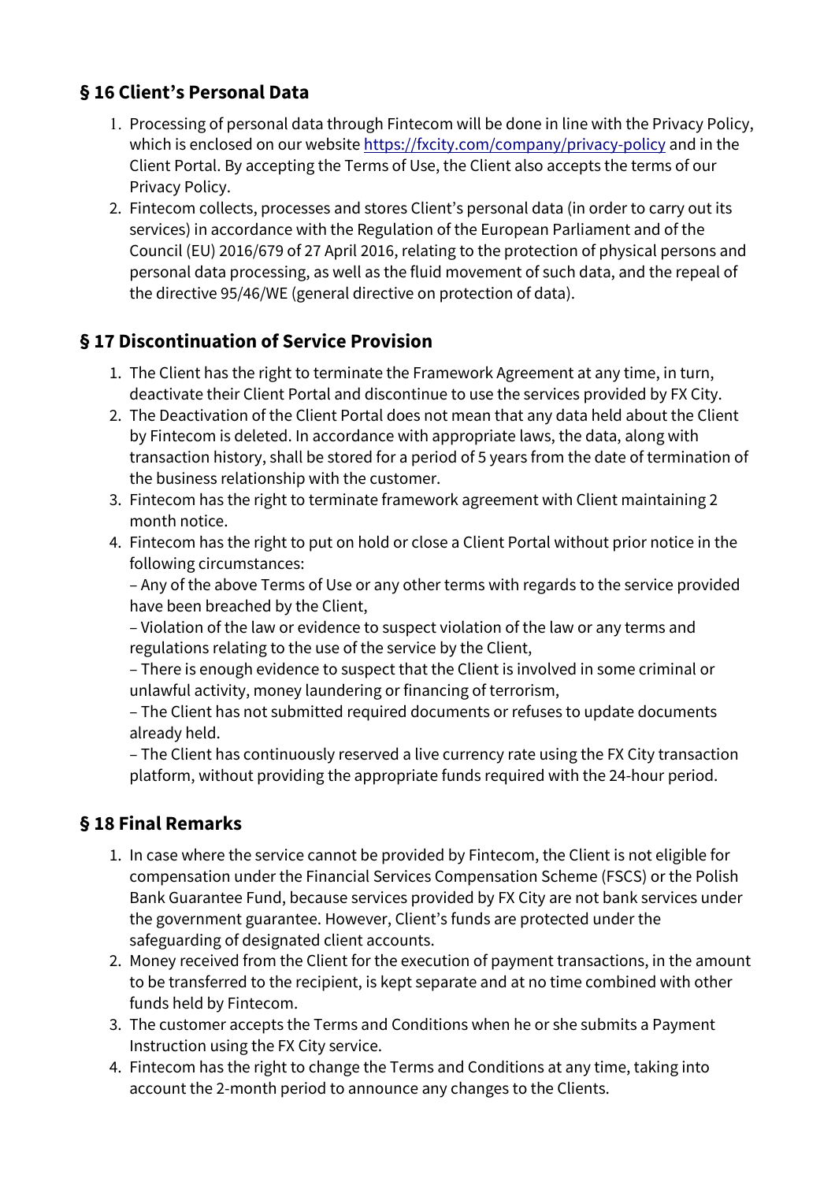## § 16 Client's Personal Data

1. Processing of personal data through Fintecom will be done in line with the Privacy Policy, which is enclosed on our website https://fxcity.com/company/privacy-policy and in the Client Portal. By accepting the Terms of Use, the Client also accepts the terms of our Privacy Policy.
2. Fintecom collects, processes and stores Client's personal data (in order to carry out its services) in accordance with the Regulation of the European Parliament and of the Council (EU) 2016/679 of 27 April 2016, relating to the protection of physical persons and personal data processing, as well as the fluid movement of such data, and the repeal of the directive 95/46/WE (general directive on protection of data).

## § 17 Discontinuation of Service Provision

1. The Client has the right to terminate the Framework Agreement at any time, in turn, deactivate their Client Portal and discontinue to use the services provided by FX City.
2. The Deactivation of the Client Portal does not mean that any data held about the Client by Fintecom is deleted. In accordance with appropriate laws, the data, along with transaction history, shall be stored for a period of 5 years from the date of termination of the business relationship with the customer.
3. Fintecom has the right to terminate framework agreement with Client maintaining 2 month notice.
4. Fintecom has the right to put on hold or close a Client Portal without prior notice in the following circumstances:
   – Any of the above Terms of Use or any other terms with regards to the service provided have been breached by the Client,
   – Violation of the law or evidence to suspect violation of the law or any terms and regulations relating to the use of the service by the Client,
   – There is enough evidence to suspect that the Client is involved in some criminal or unlawful activity, money laundering or financing of terrorism,
   – The Client has not submitted required documents or refuses to update documents already held.
   – The Client has continuously reserved a live currency rate using the FX City transaction platform, without providing the appropriate funds required with the 24-hour period.

## § 18 Final Remarks

1. In case where the service cannot be provided by Fintecom, the Client is not eligible for compensation under the Financial Services Compensation Scheme (FSCS) or the Polish Bank Guarantee Fund, because services provided by FX City are not bank services under the government guarantee. However, Client's funds are protected under the safeguarding of designated client accounts.
2. Money received from the Client for the execution of payment transactions, in the amount to be transferred to the recipient, is kept separate and at no time combined with other funds held by Fintecom.
3. The customer accepts the Terms and Conditions when he or she submits a Payment Instruction using the FX City service.
4. Fintecom has the right to change the Terms and Conditions at any time, taking into account the 2-month period to announce any changes to the Clients.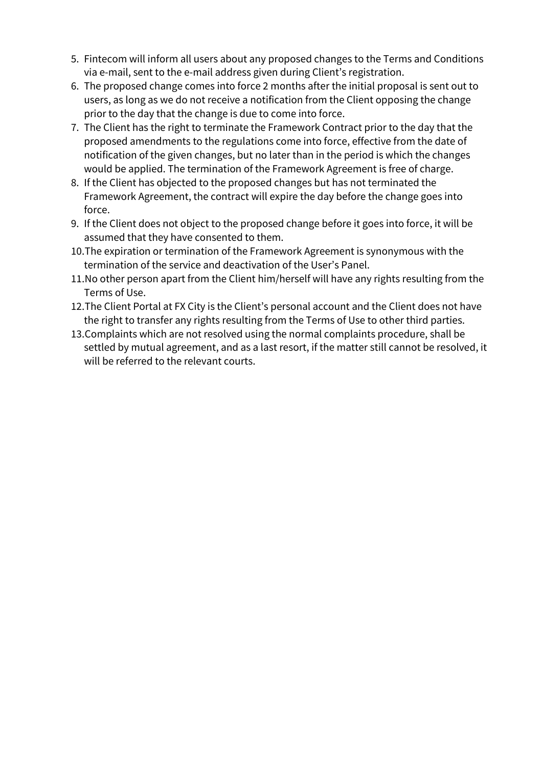5. Fintecom will inform all users about any proposed changes to the Terms and Conditions via e-mail, sent to the e-mail address given during Client's registration.
6. The proposed change comes into force 2 months after the initial proposal is sent out to users, as long as we do not receive a notification from the Client opposing the change prior to the day that the change is due to come into force.
7. The Client has the right to terminate the Framework Contract prior to the day that the proposed amendments to the regulations come into force, effective from the date of notification of the given changes, but no later than in the period is which the changes would be applied. The termination of the Framework Agreement is free of charge.
8. If the Client has objected to the proposed changes but has not terminated the Framework Agreement, the contract will expire the day before the change goes into force.
9. If the Client does not object to the proposed change before it goes into force, it will be assumed that they have consented to them.
10. The expiration or termination of the Framework Agreement is synonymous with the termination of the service and deactivation of the User's Panel.
11. No other person apart from the Client him/herself will have any rights resulting from the Terms of Use.
12. The Client Portal at FX City is the Client's personal account and the Client does not have the right to transfer any rights resulting from the Terms of Use to other third parties.
13. Complaints which are not resolved using the normal complaints procedure, shall be settled by mutual agreement, and as a last resort, if the matter still cannot be resolved, it will be referred to the relevant courts.